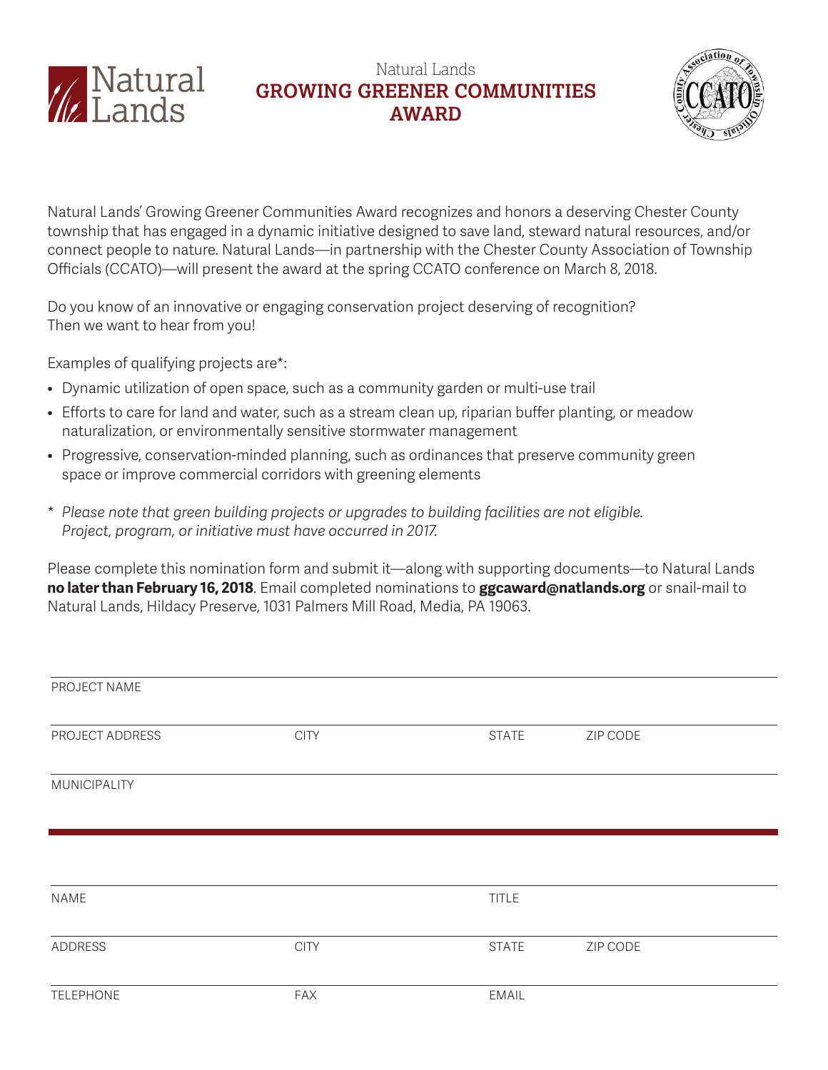Natural Lands

# GROWING GREENER COMMUNITIES AWARD

Natural Lands' Growing Greener Communities Award recognizes and honors a deserving Chester County township that has engaged in a dynamic initiative designed to save land, steward natural resources, and/or connect people to nature. Natural Lands—in partnership with the Chester County Association of Township Officials (CCATO)—will present the award at the spring CCATO conference on March 8, 2018.

Do you know of an innovative or engaging conservation project deserving of recognition? Then we want to hear from you!

Examples of qualifying projects are*:

- Dynamic utilization of open space, such as a community garden or multi-use trail
- Efforts to care for land and water, such as a stream clean up, riparian buffer planting, or meadow naturalization, or environmentally sensitive stormwater management
- Progressive, conservation-minded planning, such as ordinances that preserve community green space or improve commercial corridors with greening elements

\* *Please note that green building projects or upgrades to building facilities are not eligible. Project, program, or initiative must have occurred in 2017.*

Please complete this nomination form and submit it—along with supporting documents—to Natural Lands **no later than February 16, 2018**. Email completed nominations to **ggcaward@natlands.org** or snail-mail to Natural Lands, Hildacy Preserve, 1031 Palmers Mill Road, Media, PA 19063.

PROJECT NAME

PROJECT ADDRESS | CITY | STATE | ZIP CODE

MUNICIPALITY

---

NAME | TITLE

ADDRESS | CITY | STATE | ZIP CODE

TELEPHONE | FAX | EMAIL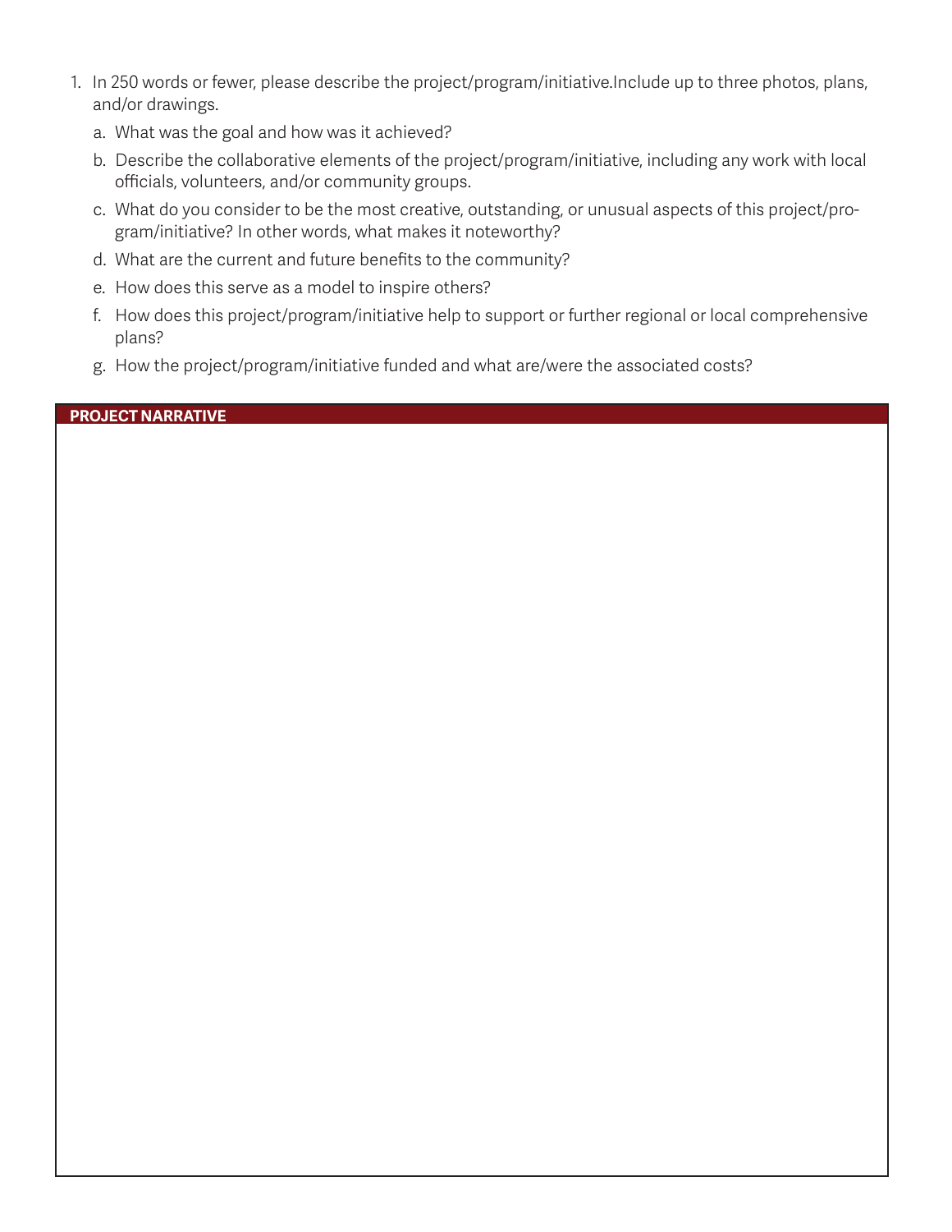1. In 250 words or fewer, please describe the project/program/initiative.Include up to three photos, plans, and/or drawings.
   a. What was the goal and how was it achieved?
   b. Describe the collaborative elements of the project/program/initiative, including any work with local officials, volunteers, and/or community groups.
   c. What do you consider to be the most creative, outstanding, or unusual aspects of this project/program/initiative? In other words, what makes it noteworthy?
   d. What are the current and future benefits to the community?
   e. How does this serve as a model to inspire others?
   f. How does this project/program/initiative help to support or further regional or local comprehensive plans?
   g. How the project/program/initiative funded and what are/were the associated costs?

**PROJECT NARRATIVE**